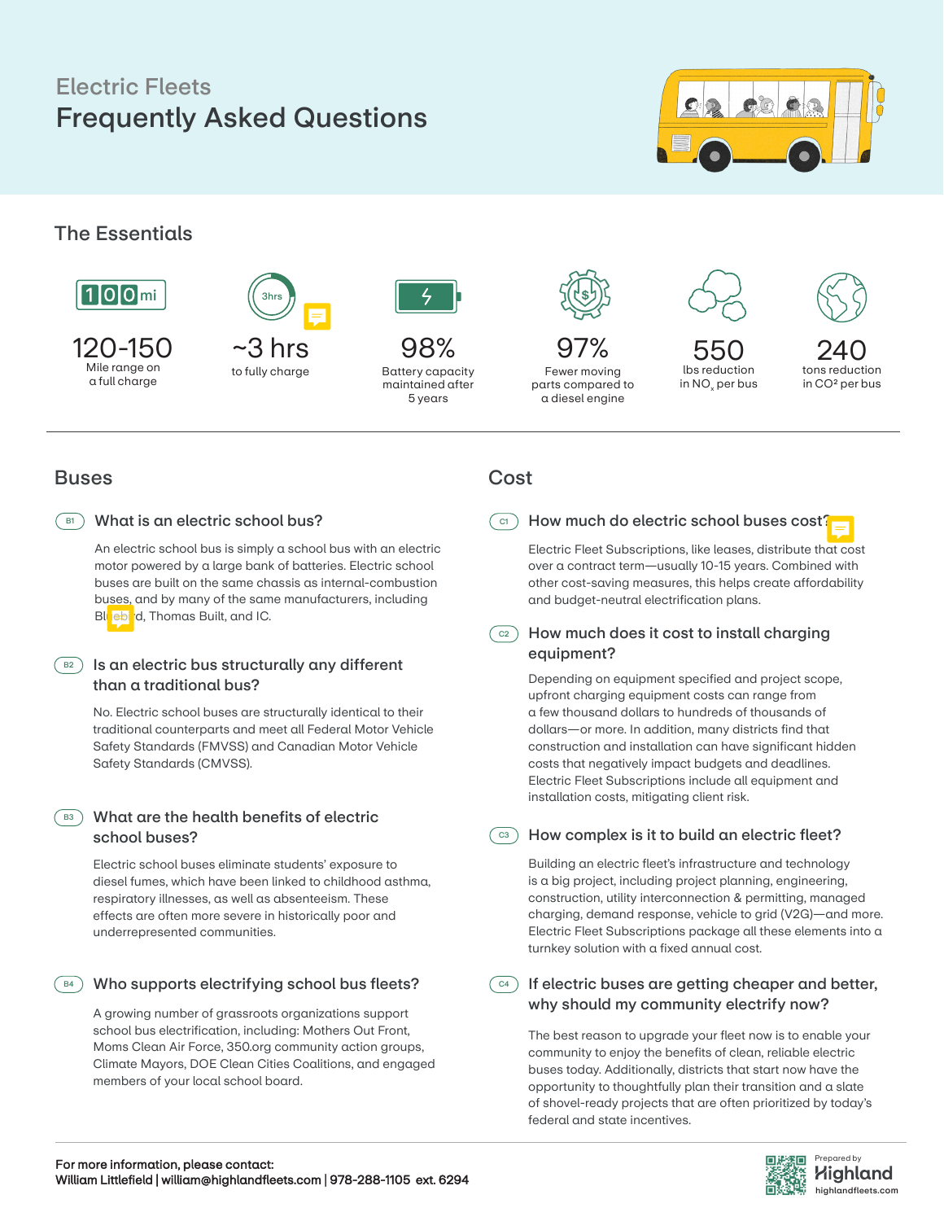Electric Fleets

# Frequently Asked Questions

## The Essentials

**120-150**
Mile range on a full charge

**~3 hrs**
to fully charge

**98%**
Battery capacity maintained after 5 years

**97%**
Fewer moving parts compared to a diesel engine

**550**
lbs reduction in $NO_x$ per bus

**240**
tons reduction in $CO^2$ per bus

## Buses

### B1 What is an electric school bus?

An electric school bus is simply a school bus with an electric motor powered by a large bank of batteries. Electric school buses are built on the same chassis as internal-combustion buses, and by many of the same manufacturers, including Bluebird, Thomas Built, and IC.

### B2 Is an electric bus structurally any different than a traditional bus?

No. Electric school buses are structurally identical to their traditional counterparts and meet all Federal Motor Vehicle Safety Standards (FMVSS) and Canadian Motor Vehicle Safety Standards (CMVSS).

### B3 What are the health benefits of electric school buses?

Electric school buses eliminate students' exposure to diesel fumes, which have been linked to childhood asthma, respiratory illnesses, as well as absenteeism. These effects are often more severe in historically poor and underrepresented communities.

### B4 Who supports electrifying school bus fleets?

A growing number of grassroots organizations support school bus electrification, including: Mothers Out Front, Moms Clean Air Force, 350.org community action groups, Climate Mayors, DOE Clean Cities Coalitions, and engaged members of your local school board.

## Cost

### C1 How much do electric school buses cost?

Electric Fleet Subscriptions, like leases, distribute that cost over a contract term—usually 10-15 years. Combined with other cost-saving measures, this helps create affordability and budget-neutral electrification plans.

### C2 How much does it cost to install charging equipment?

Depending on equipment specified and project scope, upfront charging equipment costs can range from a few thousand dollars to hundreds of thousands of dollars—or more. In addition, many districts find that construction and installation can have significant hidden costs that negatively impact budgets and deadlines. Electric Fleet Subscriptions include all equipment and installation costs, mitigating client risk.

### C3 How complex is it to build an electric fleet?

Building an electric fleet's infrastructure and technology is a big project, including project planning, engineering, construction, utility interconnection & permitting, managed charging, demand response, vehicle to grid (V2G)—and more. Electric Fleet Subscriptions package all these elements into a turnkey solution with a fixed annual cost.

### C4 If electric buses are getting cheaper and better, why should my community electrify now?

The best reason to upgrade your fleet now is to enable your community to enjoy the benefits of clean, reliable electric buses today. Additionally, districts that start now have the opportunity to thoughtfully plan their transition and a slate of shovel-ready projects that are often prioritized by today's federal and state incentives.

**For more information, please contact:**
**William Littlefield | william@highlandfleets.com | 978-288-1105 ext. 6294**

Prepared by Highland
highlandfleets.com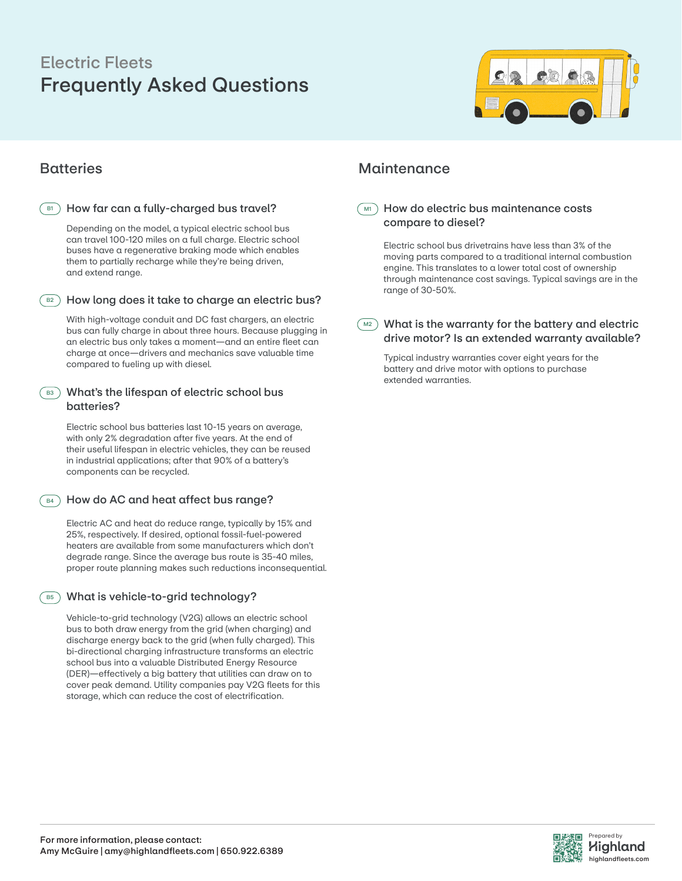## Electric Fleets

# Frequently Asked Questions

## Batteries

### B1 How far can a fully-charged bus travel?

Depending on the model, a typical electric school bus can travel 100-120 miles on a full charge. Electric school buses have a regenerative braking mode which enables them to partially recharge while they're being driven, and extend range.

### B2 How long does it take to charge an electric bus?

With high-voltage conduit and DC fast chargers, an electric bus can fully charge in about three hours. Because plugging in an electric bus only takes a moment—and an entire fleet can charge at once—drivers and mechanics save valuable time compared to fueling up with diesel.

### B3 What's the lifespan of electric school bus batteries?

Electric school bus batteries last 10-15 years on average, with only 2% degradation after five years. At the end of their useful lifespan in electric vehicles, they can be reused in industrial applications; after that 90% of a battery's components can be recycled.

### B4 How do AC and heat affect bus range?

Electric AC and heat do reduce range, typically by 15% and 25%, respectively. If desired, optional fossil-fuel-powered heaters are available from some manufacturers which don't degrade range. Since the average bus route is 35-40 miles, proper route planning makes such reductions inconsequential.

### B5 What is vehicle-to-grid technology?

Vehicle-to-grid technology (V2G) allows an electric school bus to both draw energy from the grid (when charging) and discharge energy back to the grid (when fully charged). This bi-directional charging infrastructure transforms an electric school bus into a valuable Distributed Energy Resource (DER)—effectively a big battery that utilities can draw on to cover peak demand. Utility companies pay V2G fleets for this storage, which can reduce the cost of electrification.

## Maintenance

### M1 How do electric bus maintenance costs compare to diesel?

Electric school bus drivetrains have less than 3% of the moving parts compared to a traditional internal combustion engine. This translates to a lower total cost of ownership through maintenance cost savings. Typical savings are in the range of 30-50%.

### M2 What is the warranty for the battery and electric drive motor? Is an extended warranty available?

Typical industry warranties cover eight years for the battery and drive motor with options to purchase extended warranties.

**For more information, please contact:**
**Amy McGuire | amy@highlandfleets.com | 650.922.6389**

Prepared by Highland
highlandfleets.com